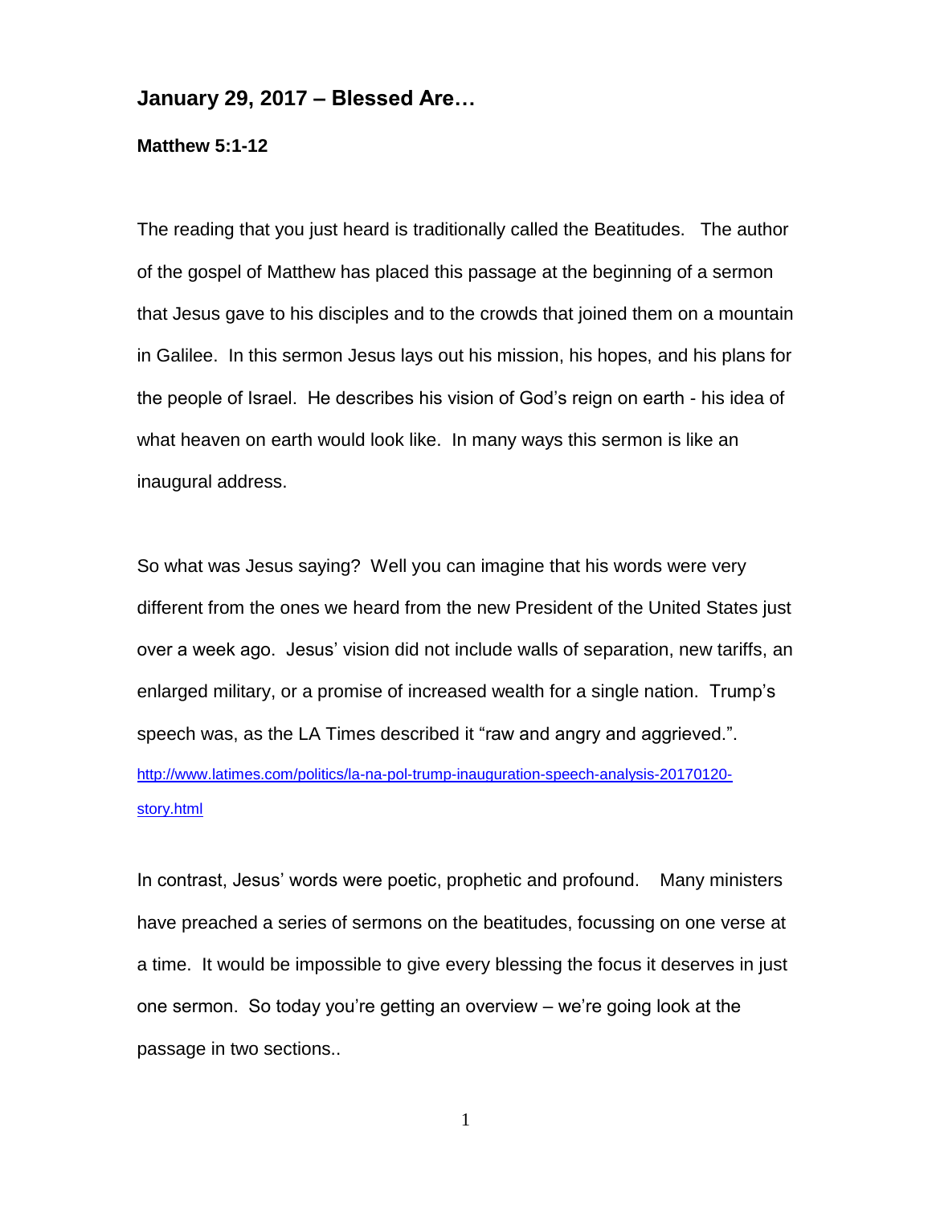## January 29, 2017 – Blessed Are…

**Matthew 5:1-12**

The reading that you just heard is traditionally called the Beatitudes. The author of the gospel of Matthew has placed this passage at the beginning of a sermon that Jesus gave to his disciples and to the crowds that joined them on a mountain in Galilee. In this sermon Jesus lays out his mission, his hopes, and his plans for the people of Israel. He describes his vision of God's reign on earth - his idea of what heaven on earth would look like. In many ways this sermon is like an inaugural address.

So what was Jesus saying? Well you can imagine that his words were very different from the ones we heard from the new President of the United States just over a week ago. Jesus' vision did not include walls of separation, new tariffs, an enlarged military, or a promise of increased wealth for a single nation. Trump's speech was, as the LA Times described it "raw and angry and aggrieved.". [http://www.latimes.com/politics/la-na-pol-trump-inauguration-speech-analysis-20170120-story.html](http://www.latimes.com/politics/la-na-pol-trump-inauguration-speech-analysis-20170120-story.html)

In contrast, Jesus' words were poetic, prophetic and profound. Many ministers have preached a series of sermons on the beatitudes, focussing on one verse at a time. It would be impossible to give every blessing the focus it deserves in just one sermon. So today you're getting an overview – we're going look at the passage in two sections..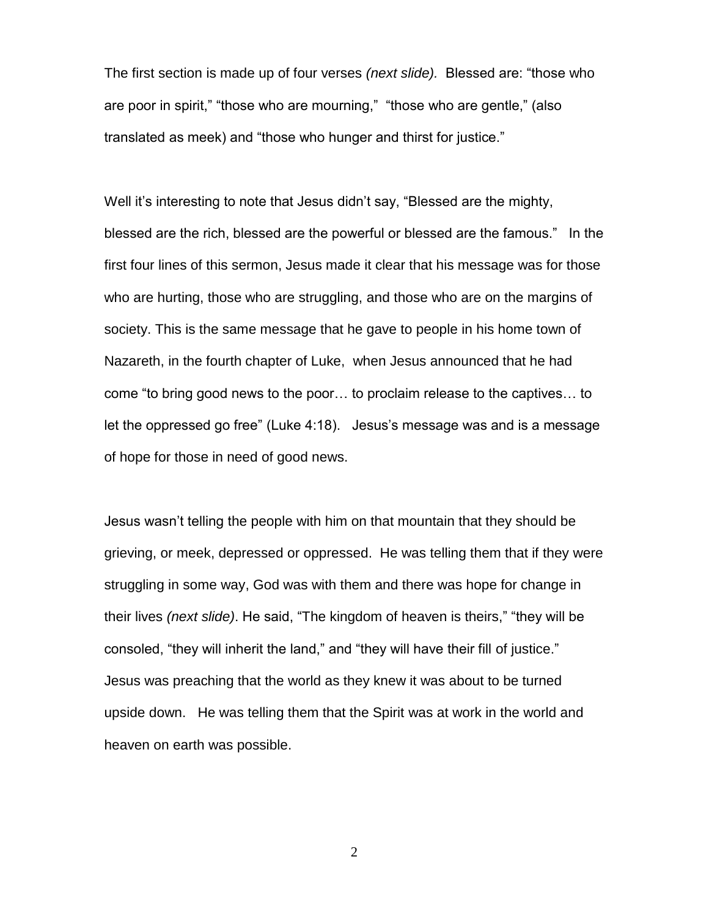The first section is made up of four verses *(next slide).* Blessed are: "those who are poor in spirit," "those who are mourning," "those who are gentle," (also translated as meek) and "those who hunger and thirst for justice."

Well it's interesting to note that Jesus didn't say, "Blessed are the mighty, blessed are the rich, blessed are the powerful or blessed are the famous." In the first four lines of this sermon, Jesus made it clear that his message was for those who are hurting, those who are struggling, and those who are on the margins of society. This is the same message that he gave to people in his home town of Nazareth, in the fourth chapter of Luke, when Jesus announced that he had come "to bring good news to the poor… to proclaim release to the captives… to let the oppressed go free" (Luke 4:18). Jesus's message was and is a message of hope for those in need of good news.

Jesus wasn't telling the people with him on that mountain that they should be grieving, or meek, depressed or oppressed. He was telling them that if they were struggling in some way, God was with them and there was hope for change in their lives *(next slide)*. He said, "The kingdom of heaven is theirs," "they will be consoled, "they will inherit the land," and "they will have their fill of justice." Jesus was preaching that the world as they knew it was about to be turned upside down. He was telling them that the Spirit was at work in the world and heaven on earth was possible.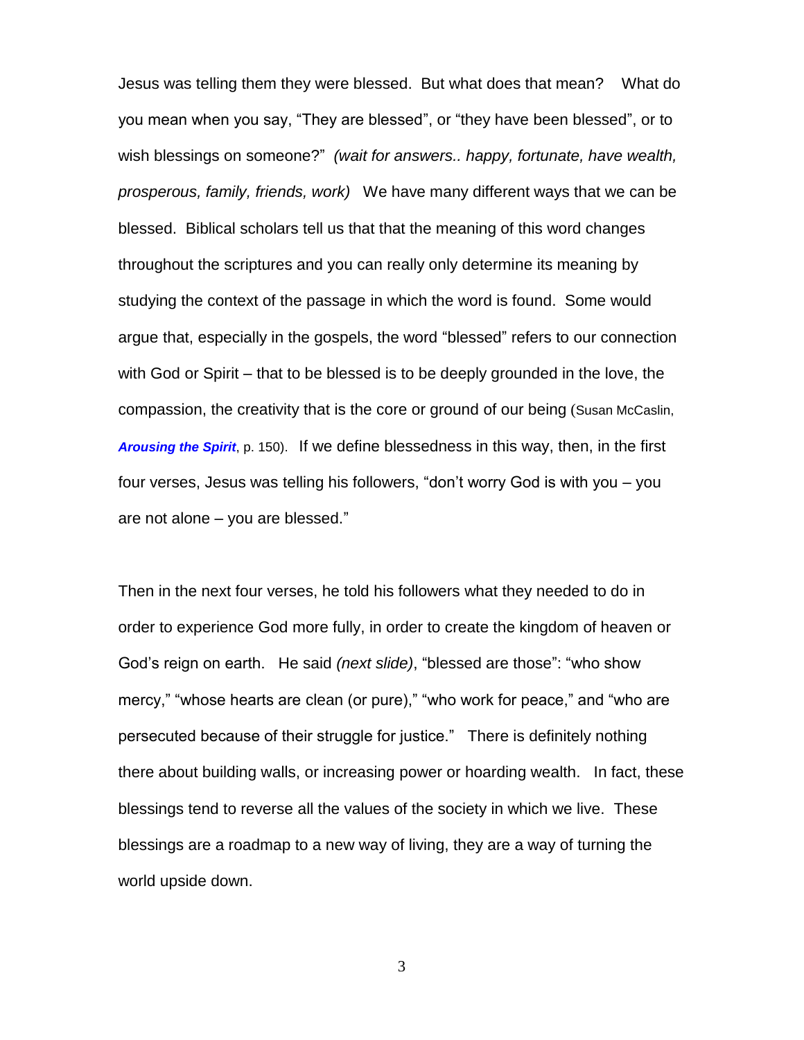Jesus was telling them they were blessed. But what does that mean? What do you mean when you say, "They are blessed", or "they have been blessed", or to wish blessings on someone?" *(wait for answers.. happy, fortunate, have wealth, prosperous, family, friends, work)* We have many different ways that we can be blessed. Biblical scholars tell us that that the meaning of this word changes throughout the scriptures and you can really only determine its meaning by studying the context of the passage in which the word is found. Some would argue that, especially in the gospels, the word "blessed" refers to our connection with God or Spirit – that to be blessed is to be deeply grounded in the love, the compassion, the creativity that is the core or ground of our being (Susan McCaslin, ***Arousing the Spirit***, p. 150). If we define blessedness in this way, then, in the first four verses, Jesus was telling his followers, "don't worry God is with you – you are not alone – you are blessed."

Then in the next four verses, he told his followers what they needed to do in order to experience God more fully, in order to create the kingdom of heaven or God's reign on earth. He said *(next slide)*, "blessed are those": "who show mercy," "whose hearts are clean (or pure)," "who work for peace," and "who are persecuted because of their struggle for justice." There is definitely nothing there about building walls, or increasing power or hoarding wealth. In fact, these blessings tend to reverse all the values of the society in which we live. These blessings are a roadmap to a new way of living, they are a way of turning the world upside down.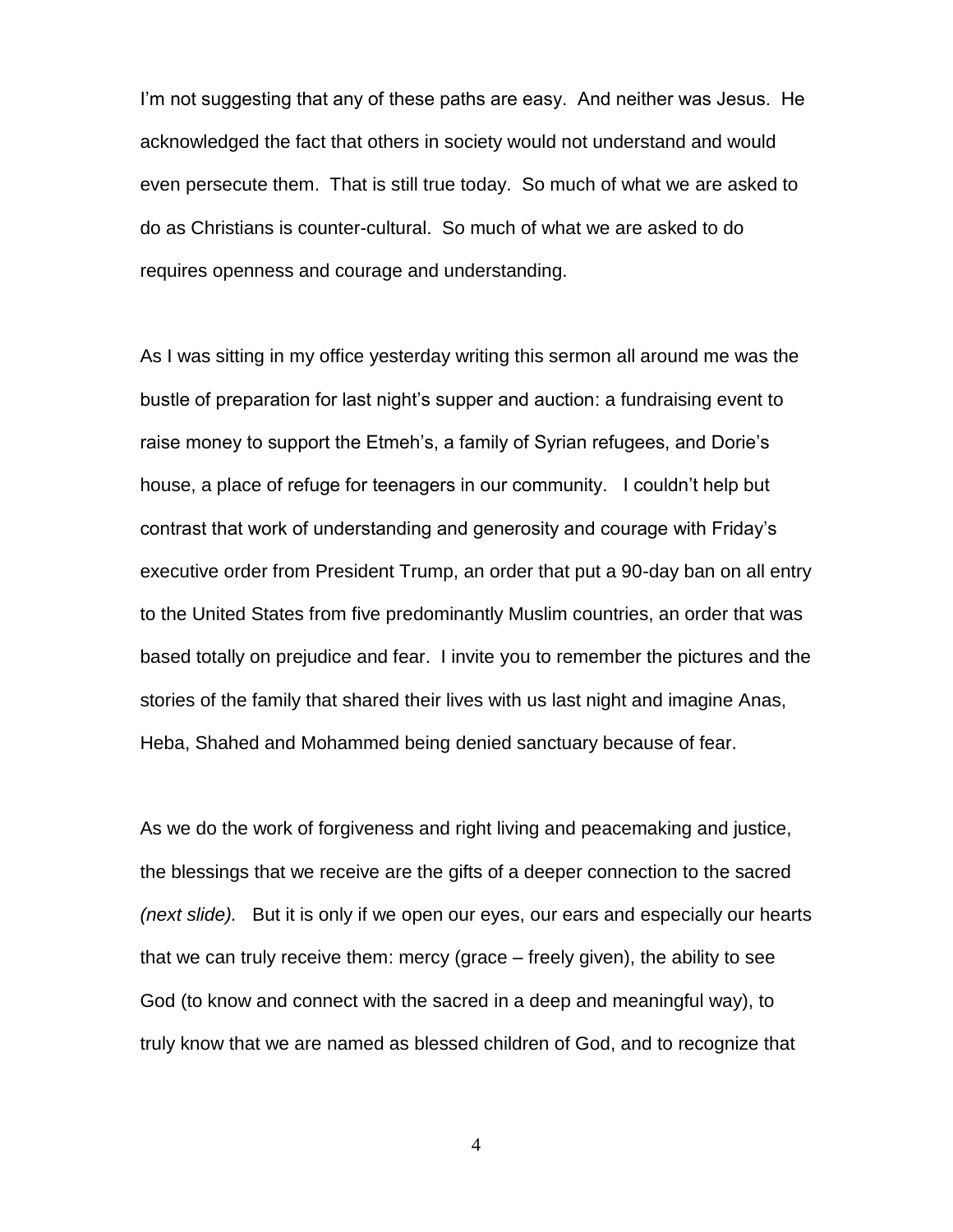I'm not suggesting that any of these paths are easy. And neither was Jesus. He acknowledged the fact that others in society would not understand and would even persecute them. That is still true today. So much of what we are asked to do as Christians is counter-cultural. So much of what we are asked to do requires openness and courage and understanding.

As I was sitting in my office yesterday writing this sermon all around me was the bustle of preparation for last night's supper and auction: a fundraising event to raise money to support the Etmeh's, a family of Syrian refugees, and Dorie's house, a place of refuge for teenagers in our community. I couldn't help but contrast that work of understanding and generosity and courage with Friday's executive order from President Trump, an order that put a 90-day ban on all entry to the United States from five predominantly Muslim countries, an order that was based totally on prejudice and fear. I invite you to remember the pictures and the stories of the family that shared their lives with us last night and imagine Anas, Heba, Shahed and Mohammed being denied sanctuary because of fear.

As we do the work of forgiveness and right living and peacemaking and justice, the blessings that we receive are the gifts of a deeper connection to the sacred *(next slide).* But it is only if we open our eyes, our ears and especially our hearts that we can truly receive them: mercy (grace – freely given), the ability to see God (to know and connect with the sacred in a deep and meaningful way), to truly know that we are named as blessed children of God, and to recognize that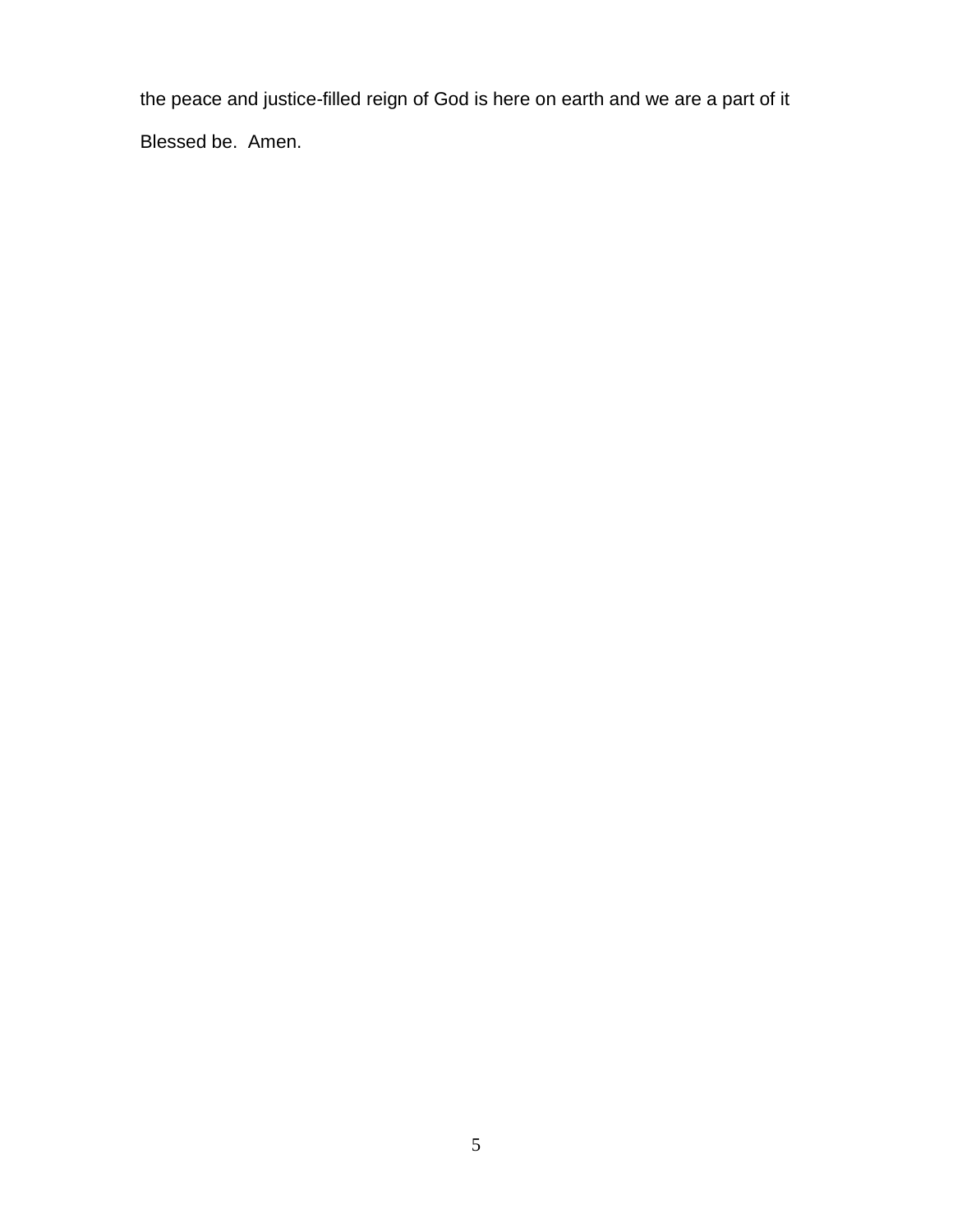the peace and justice-filled reign of God is here on earth and we are a part of it

Blessed be.  Amen.